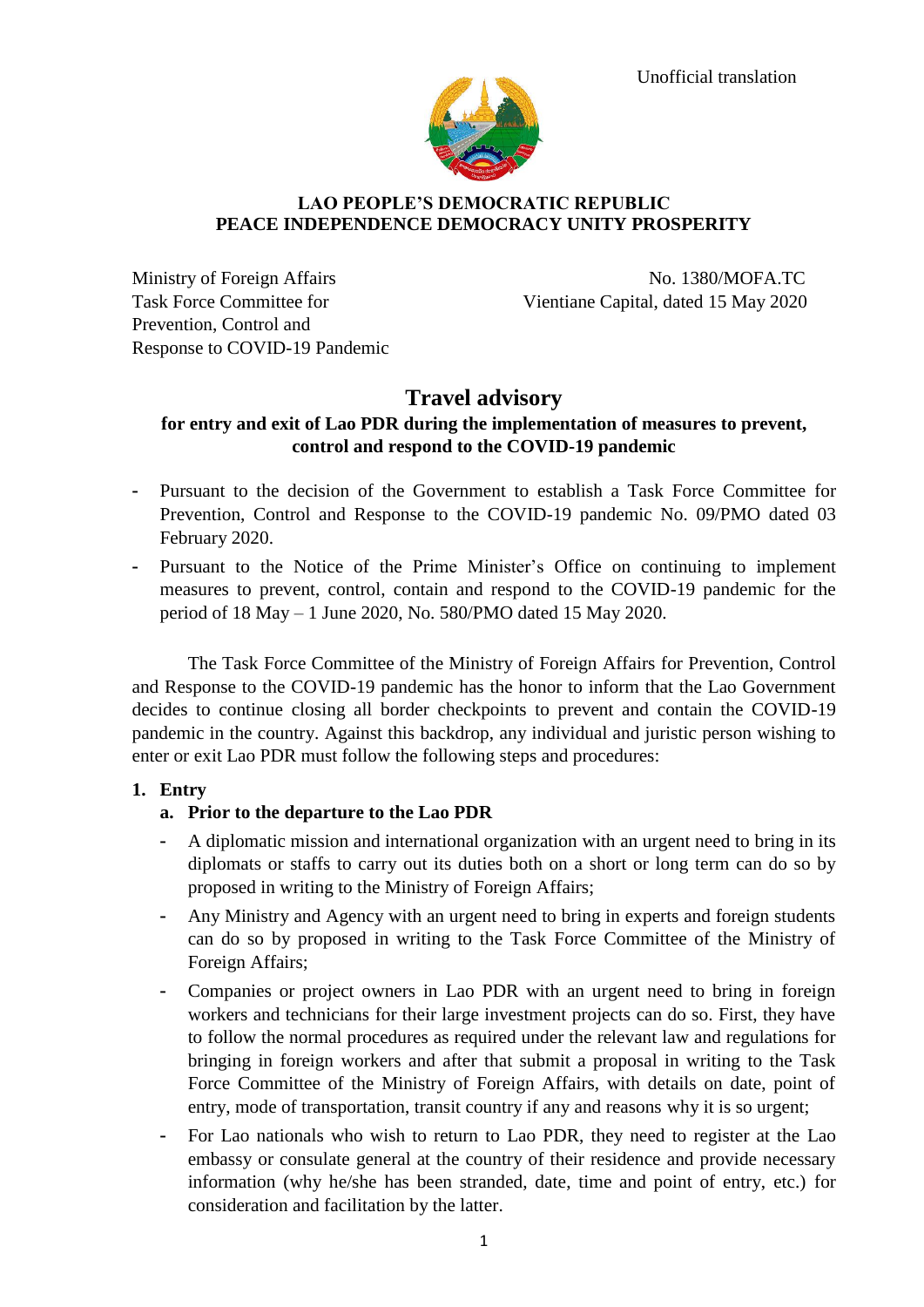Unofficial translation

**LAO PEOPLE'S DEMOCRATIC REPUBLIC**
**PEACE INDEPENDENCE DEMOCRACY UNITY PROSPERITY**

Ministry of Foreign Affairs
Task Force Committee for Prevention, Control and Response to COVID-19 Pandemic

No. 1380/MOFA.TC
Vientiane Capital, dated 15 May 2020

# Travel advisory

## for entry and exit of Lao PDR during the implementation of measures to prevent, control and respond to the COVID-19 pandemic

- Pursuant to the decision of the Government to establish a Task Force Committee for Prevention, Control and Response to the COVID-19 pandemic No. 09/PMO dated 03 February 2020.
- Pursuant to the Notice of the Prime Minister's Office on continuing to implement measures to prevent, control, contain and respond to the COVID-19 pandemic for the period of 18 May – 1 June 2020, No. 580/PMO dated 15 May 2020.

The Task Force Committee of the Ministry of Foreign Affairs for Prevention, Control and Response to the COVID-19 pandemic has the honor to inform that the Lao Government decides to continue closing all border checkpoints to prevent and contain the COVID-19 pandemic in the country. Against this backdrop, any individual and juristic person wishing to enter or exit Lao PDR must follow the following steps and procedures:

**1. Entry**

**a. Prior to the departure to the Lao PDR**

- A diplomatic mission and international organization with an urgent need to bring in its diplomats or staffs to carry out its duties both on a short or long term can do so by proposed in writing to the Ministry of Foreign Affairs;
- Any Ministry and Agency with an urgent need to bring in experts and foreign students can do so by proposed in writing to the Task Force Committee of the Ministry of Foreign Affairs;
- Companies or project owners in Lao PDR with an urgent need to bring in foreign workers and technicians for their large investment projects can do so. First, they have to follow the normal procedures as required under the relevant law and regulations for bringing in foreign workers and after that submit a proposal in writing to the Task Force Committee of the Ministry of Foreign Affairs, with details on date, point of entry, mode of transportation, transit country if any and reasons why it is so urgent;
- For Lao nationals who wish to return to Lao PDR, they need to register at the Lao embassy or consulate general at the country of their residence and provide necessary information (why he/she has been stranded, date, time and point of entry, etc.) for consideration and facilitation by the latter.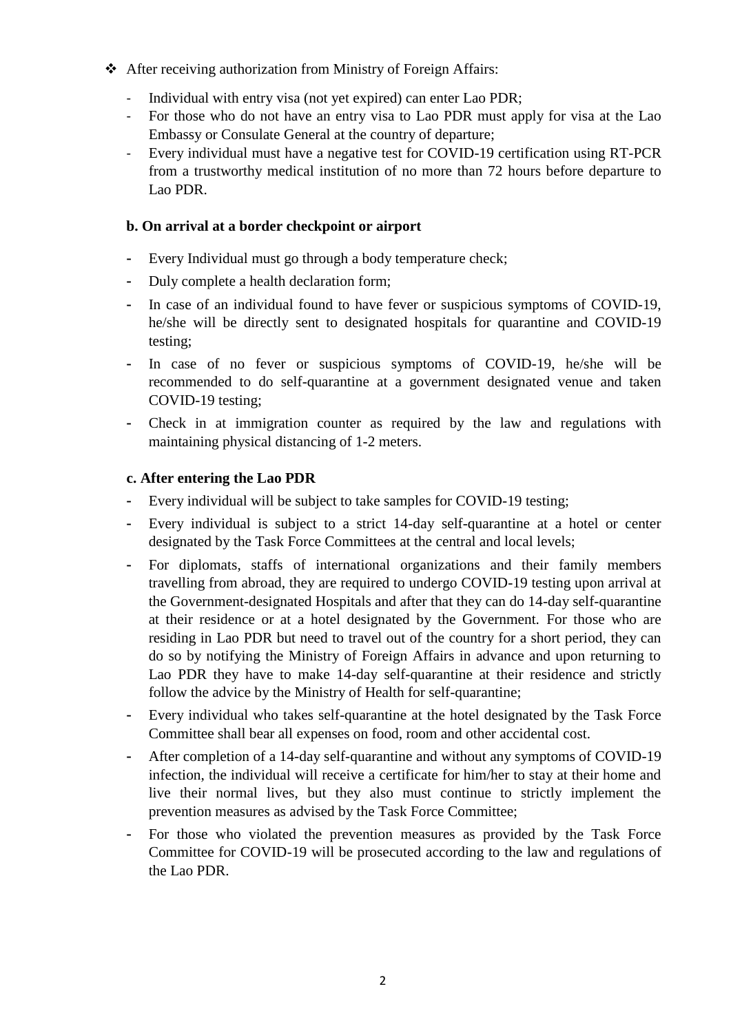- After receiving authorization from Ministry of Foreign Affairs:
  - Individual with entry visa (not yet expired) can enter Lao PDR;
  - For those who do not have an entry visa to Lao PDR must apply for visa at the Lao Embassy or Consulate General at the country of departure;
  - Every individual must have a negative test for COVID-19 certification using RT-PCR from a trustworthy medical institution of no more than 72 hours before departure to Lao PDR.

**b. On arrival at a border checkpoint or airport**

- Every Individual must go through a body temperature check;
- Duly complete a health declaration form;
- In case of an individual found to have fever or suspicious symptoms of COVID-19, he/she will be directly sent to designated hospitals for quarantine and COVID-19 testing;
- In case of no fever or suspicious symptoms of COVID-19, he/she will be recommended to do self-quarantine at a government designated venue and taken COVID-19 testing;
- Check in at immigration counter as required by the law and regulations with maintaining physical distancing of 1-2 meters.

**c. After entering the Lao PDR**

- Every individual will be subject to take samples for COVID-19 testing;
- Every individual is subject to a strict 14-day self-quarantine at a hotel or center designated by the Task Force Committees at the central and local levels;
- For diplomats, staffs of international organizations and their family members travelling from abroad, they are required to undergo COVID-19 testing upon arrival at the Government-designated Hospitals and after that they can do 14-day self-quarantine at their residence or at a hotel designated by the Government. For those who are residing in Lao PDR but need to travel out of the country for a short period, they can do so by notifying the Ministry of Foreign Affairs in advance and upon returning to Lao PDR they have to make 14-day self-quarantine at their residence and strictly follow the advice by the Ministry of Health for self-quarantine;
- Every individual who takes self-quarantine at the hotel designated by the Task Force Committee shall bear all expenses on food, room and other accidental cost.
- After completion of a 14-day self-quarantine and without any symptoms of COVID-19 infection, the individual will receive a certificate for him/her to stay at their home and live their normal lives, but they also must continue to strictly implement the prevention measures as advised by the Task Force Committee;
- For those who violated the prevention measures as provided by the Task Force Committee for COVID-19 will be prosecuted according to the law and regulations of the Lao PDR.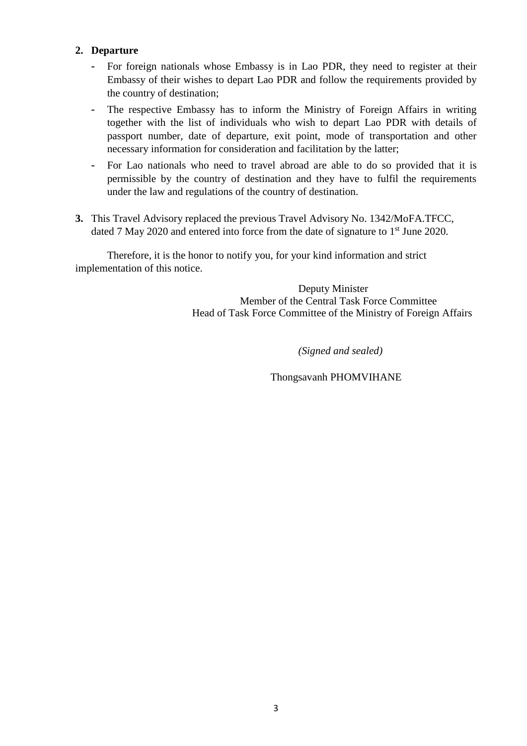2. **Departure**
    - For foreign nationals whose Embassy is in Lao PDR, they need to register at their Embassy of their wishes to depart Lao PDR and follow the requirements provided by the country of destination;
    - The respective Embassy has to inform the Ministry of Foreign Affairs in writing together with the list of individuals who wish to depart Lao PDR with details of passport number, date of departure, exit point, mode of transportation and other necessary information for consideration and facilitation by the latter;
    - For Lao nationals who need to travel abroad are able to do so provided that it is permissible by the country of destination and they have to fulfil the requirements under the law and regulations of the country of destination.

3. This Travel Advisory replaced the previous Travel Advisory No. 1342/MoFA.TFCC, dated 7 May 2020 and entered into force from the date of signature to 1st June 2020.

Therefore, it is the honor to notify you, for your kind information and strict implementation of this notice.

Deputy Minister
Member of the Central Task Force Committee
Head of Task Force Committee of the Ministry of Foreign Affairs

*(Signed and sealed)*

Thongsavanh PHOMVIHANE